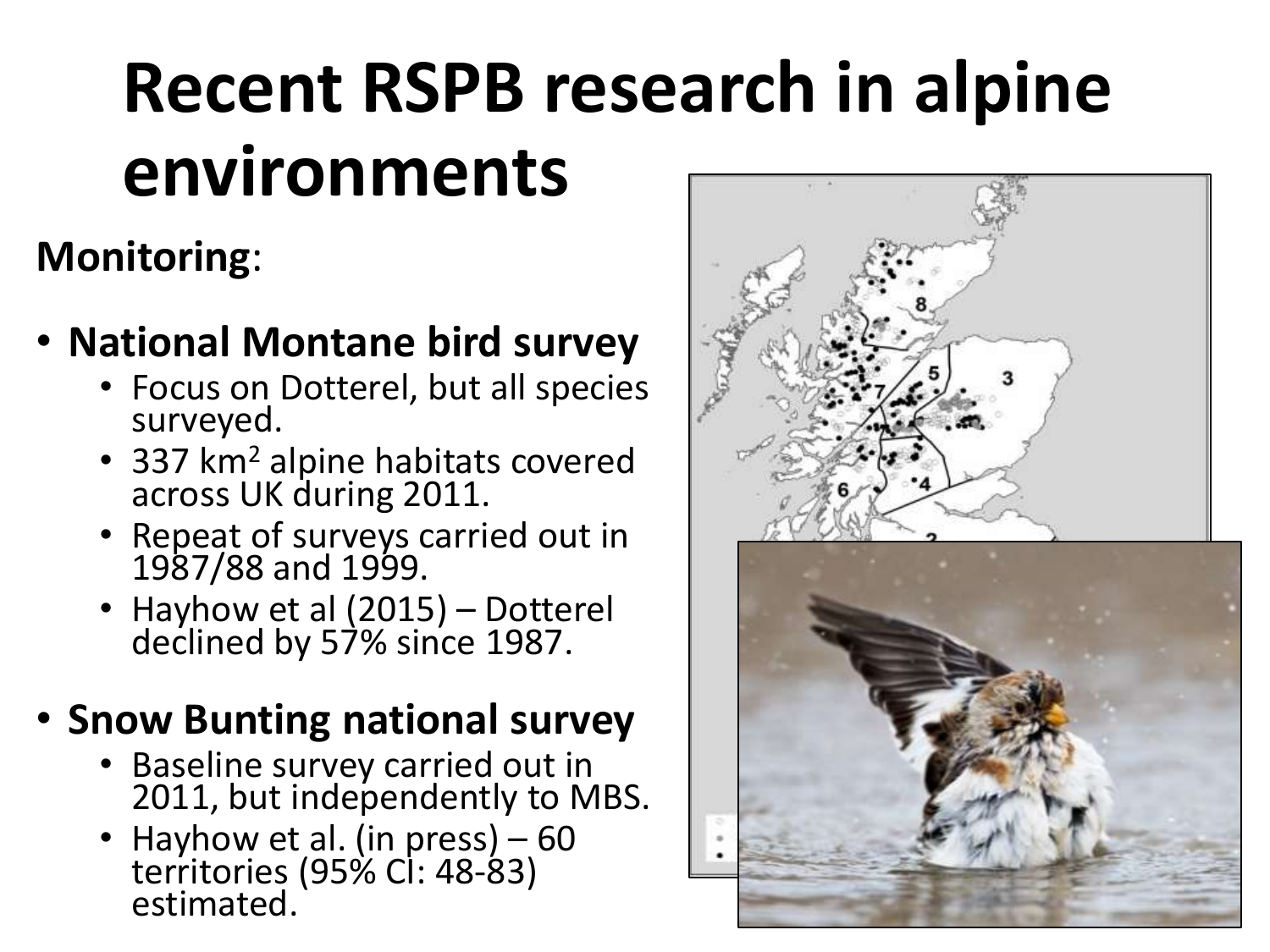# Recent RSPB research in alpine environments

**Monitoring**:

- **National Montane bird survey**
  - Focus on Dotterel, but all species surveyed.
  - 337 $km^2$ alpine habitats covered across UK during 2011.
  - Repeat of surveys carried out in 1987/88 and 1999.
  - Hayhow et al (2015) – Dotterel declined by 57% since 1987.
- **Snow Bunting national survey**
  - Baseline survey carried out in 2011, but independently to MBS.
  - Hayhow et al. (in press) – 60 territories (95% CI: 48-83) estimated.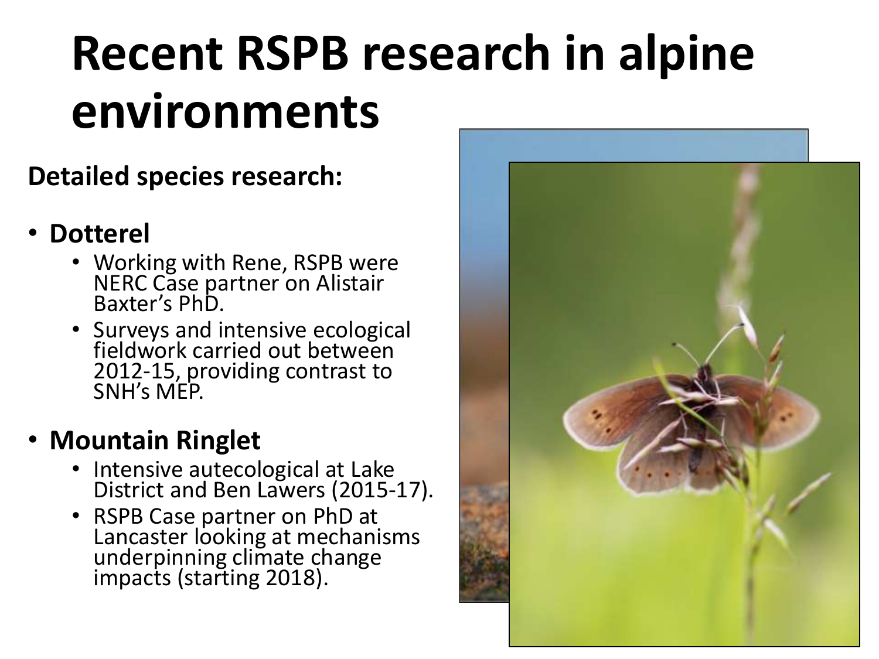# Recent RSPB research in alpine environments

**Detailed species research:**

- **Dotterel**
  - Working with Rene, RSPB were NERC Case partner on Alistair Baxter's PhD.
  - Surveys and intensive ecological fieldwork carried out between 2012-15, providing contrast to SNH's MEP.
- **Mountain Ringlet**
  - Intensive autecological at Lake District and Ben Lawers (2015-17).
  - RSPB Case partner on PhD at Lancaster looking at mechanisms underpinning climate change impacts (starting 2018).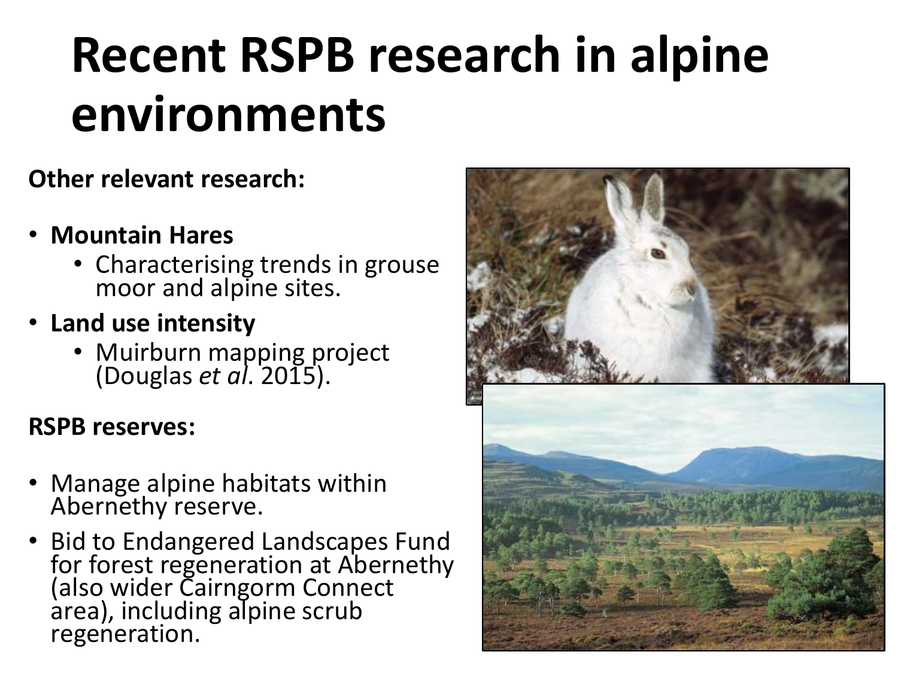# Recent RSPB research in alpine environments

**Other relevant research:**

- **Mountain Hares**
  - Characterising trends in grouse moor and alpine sites.
- **Land use intensity**
  - Muirburn mapping project (Douglas *et al*. 2015).

**RSPB reserves:**

- Manage alpine habitats within Abernethy reserve.
- Bid to Endangered Landscapes Fund for forest regeneration at Abernethy (also wider Cairngorm Connect area), including alpine scrub regeneration.